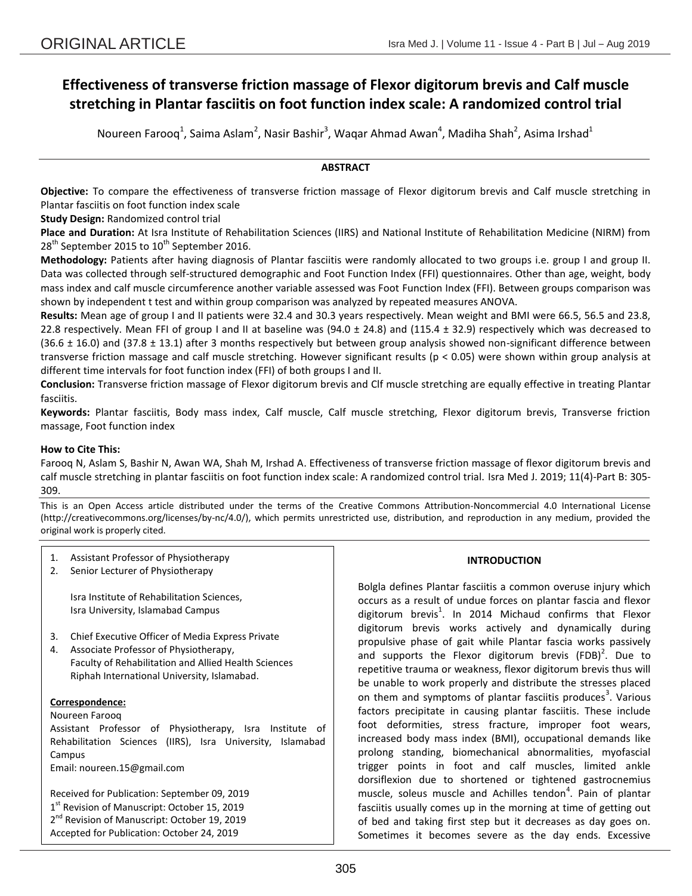ORIGINAL ARTICLE

# Effectiveness of transverse friction massage of Flexor digitorum brevis and Calf muscle stretching in Plantar fasciitis on foot function index scale: A randomized control trial

Noureen Farooq[1], Saima Aslam[2], Nasir Bashir[3], Waqar Ahmad Awan[4], Madiha Shah[2], Asima Irshad[1]

## ABSTRACT

**Objective:** To compare the effectiveness of transverse friction massage of Flexor digitorum brevis and Calf muscle stretching in Plantar fasciitis on foot function index scale

**Study Design:** Randomized control trial

**Place and Duration:** At Isra Institute of Rehabilitation Sciences (IIRS) and National Institute of Rehabilitation Medicine (NIRM) from 28th September 2015 to 10th September 2016.

**Methodology:** Patients after having diagnosis of Plantar fasciitis were randomly allocated to two groups i.e. group I and group II. Data was collected through self-structured demographic and Foot Function Index (FFI) questionnaires. Other than age, weight, body mass index and calf muscle circumference another variable assessed was Foot Function Index (FFI). Between groups comparison was shown by independent t test and within group comparison was analyzed by repeated measures ANOVA.

**Results:** Mean age of group I and II patients were 32.4 and 30.3 years respectively. Mean weight and BMI were 66.5, 56.5 and 23.8, 22.8 respectively. Mean FFI of group I and II at baseline was (94.0 ± 24.8) and (115.4 ± 32.9) respectively which was decreased to (36.6 ± 16.0) and (37.8 ± 13.1) after 3 months respectively but between group analysis showed non-significant difference between transverse friction massage and calf muscle stretching. However significant results ($p < 0.05$) were shown within group analysis at different time intervals for foot function index (FFI) of both groups I and II.

**Conclusion:** Transverse friction massage of Flexor digitorum brevis and Clf muscle stretching are equally effective in treating Plantar fasciitis.

**Keywords:** Plantar fasciitis, Body mass index, Calf muscle, Calf muscle stretching, Flexor digitorum brevis, Transverse friction massage, Foot function index

**How to Cite This:**

Farooq N, Aslam S, Bashir N, Awan WA, Shah M, Irshad A. Effectiveness of transverse friction massage of flexor digitorum brevis and calf muscle stretching in plantar fasciitis on foot function index scale: A randomized control trial. Isra Med J. 2019; 11(4)-Part B: 305-309.

This is an Open Access article distributed under the terms of the Creative Commons Attribution-Noncommercial 4.0 International License (http://creativecommons.org/licenses/by-nc/4.0/), which permits unrestricted use, distribution, and reproduction in any medium, provided the original work is properly cited.

1. Assistant Professor of Physiotherapy
2. Senior Lecturer of Physiotherapy

   Isra Institute of Rehabilitation Sciences, Isra University, Islamabad Campus

3. Chief Executive Officer of Media Express Private
4. Associate Professor of Physiotherapy, Faculty of Rehabilitation and Allied Health Sciences Riphah International University, Islamabad.

**Correspondence:**

Noureen Farooq

Assistant Professor of Physiotherapy, Isra Institute of Rehabilitation Sciences (IIRS), Isra University, Islamabad Campus

Email: noureen.15@gmail.com

Received for Publication: September 09, 2019

1st Revision of Manuscript: October 15, 2019

2nd Revision of Manuscript: October 19, 2019

Accepted for Publication: October 24, 2019

## INTRODUCTION

Bolgla defines Plantar fasciitis a common overuse injury which occurs as a result of undue forces on plantar fascia and flexor digitorum brevis[1]. In 2014 Michaud confirms that Flexor digitorum brevis works actively and dynamically during propulsive phase of gait while Plantar fascia works passively and supports the Flexor digitorum brevis (FDB)[2]. Due to repetitive trauma or weakness, flexor digitorum brevis thus will be unable to work properly and distribute the stresses placed on them and symptoms of plantar fasciitis produces[3]. Various factors precipitate in causing plantar fasciitis. These include foot deformities, stress fracture, improper foot wears, increased body mass index (BMI), occupational demands like prolong standing, biomechanical abnormalities, myofascial trigger points in foot and calf muscles, limited ankle dorsiflexion due to shortened or tightened gastrocnemius muscle, soleus muscle and Achilles tendon[4]. Pain of plantar fasciitis usually comes up in the morning at time of getting out of bed and taking first step but it decreases as day goes on. Sometimes it becomes severe as the day ends. Excessive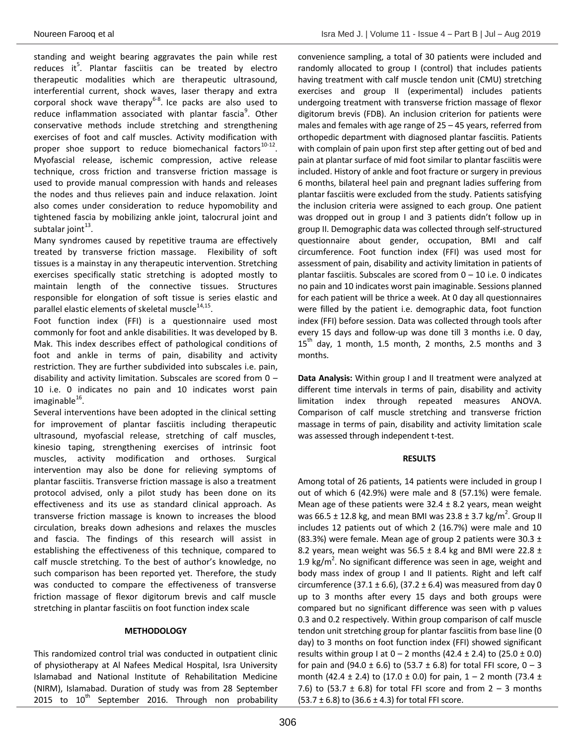standing and weight bearing aggravates the pain while rest reduces it[5]. Plantar fasciitis can be treated by electro therapeutic modalities which are therapeutic ultrasound, interferential current, shock waves, laser therapy and extra corporal shock wave therapy[6-8]. Ice packs are also used to reduce inflammation associated with plantar fascia[9]. Other conservative methods include stretching and strengthening exercises of foot and calf muscles. Activity modification with proper shoe support to reduce biomechanical factors[10-12]. Myofascial release, ischemic compression, active release technique, cross friction and transverse friction massage is used to provide manual compression with hands and releases the nodes and thus relieves pain and induce relaxation. Joint also comes under consideration to reduce hypomobility and tightened fascia by mobilizing ankle joint, talocrural joint and subtalar joint[13].

Many syndromes caused by repetitive trauma are effectively treated by transverse friction massage. Flexibility of soft tissues is a mainstay in any therapeutic intervention. Stretching exercises specifically static stretching is adopted mostly to maintain length of the connective tissues. Structures responsible for elongation of soft tissue is series elastic and parallel elastic elements of skeletal muscle[14,15].

Foot function index (FFI) is a questionnaire used most commonly for foot and ankle disabilities. It was developed by B. Mak. This index describes effect of pathological conditions of foot and ankle in terms of pain, disability and activity restriction. They are further subdivided into subscales i.e. pain, disability and activity limitation. Subscales are scored from 0 – 10 i.e. 0 indicates no pain and 10 indicates worst pain imaginable[16].

Several interventions have been adopted in the clinical setting for improvement of plantar fasciitis including therapeutic ultrasound, myofascial release, stretching of calf muscles, kinesio taping, strengthening exercises of intrinsic foot muscles, activity modification and orthoses. Surgical intervention may also be done for relieving symptoms of plantar fasciitis. Transverse friction massage is also a treatment protocol advised, only a pilot study has been done on its effectiveness and its use as standard clinical approach. As transverse friction massage is known to increases the blood circulation, breaks down adhesions and relaxes the muscles and fascia. The findings of this research will assist in establishing the effectiveness of this technique, compared to calf muscle stretching. To the best of author's knowledge, no such comparison has been reported yet. Therefore, the study was conducted to compare the effectiveness of transverse friction massage of flexor digitorum brevis and calf muscle stretching in plantar fasciitis on foot function index scale

## METHODOLOGY

This randomized control trial was conducted in outpatient clinic of physiotherapy at Al Nafees Medical Hospital, Isra University Islamabad and National Institute of Rehabilitation Medicine (NIRM), Islamabad. Duration of study was from 28 September 2015 to 10th September 2016. Through non probability convenience sampling, a total of 30 patients were included and randomly allocated to group I (control) that includes patients having treatment with calf muscle tendon unit (CMU) stretching exercises and group II (experimental) includes patients undergoing treatment with transverse friction massage of flexor digitorum brevis (FDB). An inclusion criterion for patients were males and females with age range of 25 – 45 years, referred from orthopedic department with diagnosed plantar fasciitis. Patients with complain of pain upon first step after getting out of bed and pain at plantar surface of mid foot similar to plantar fasciitis were included. History of ankle and foot fracture or surgery in previous 6 months, bilateral heel pain and pregnant ladies suffering from plantar fasciitis were excluded from the study. Patients satisfying the inclusion criteria were assigned to each group. One patient was dropped out in group I and 3 patients didn't follow up in group II. Demographic data was collected through self-structured questionnaire about gender, occupation, BMI and calf circumference. Foot function index (FFI) was used most for assessment of pain, disability and activity limitation in patients of plantar fasciitis. Subscales are scored from 0 – 10 i.e. 0 indicates no pain and 10 indicates worst pain imaginable. Sessions planned for each patient will be thrice a week. At 0 day all questionnaires were filled by the patient i.e. demographic data, foot function index (FFI) before session. Data was collected through tools after every 15 days and follow-up was done till 3 months i.e. 0 day, 15th day, 1 month, 1.5 month, 2 months, 2.5 months and 3 months.

**Data Analysis:** Within group I and II treatment were analyzed at different time intervals in terms of pain, disability and activity limitation index through repeated measures ANOVA. Comparison of calf muscle stretching and transverse friction massage in terms of pain, disability and activity limitation scale was assessed through independent t-test.

## RESULTS

Among total of 26 patients, 14 patients were included in group I out of which 6 (42.9%) were male and 8 (57.1%) were female. Mean age of these patients were 32.4 ± 8.2 years, mean weight was 66.5 ± 12.8 kg, and mean BMI was 23.8 ± 3.7 kg/m$^2$. Group II includes 12 patients out of which 2 (16.7%) were male and 10 (83.3%) were female. Mean age of group 2 patients were 30.3 ± 8.2 years, mean weight was 56.5 ± 8.4 kg and BMI were 22.8 ± 1.9 kg/m$^2$. No significant difference was seen in age, weight and body mass index of group I and II patients. Right and left calf circumference (37.1 ± 6.6), (37.2 ± 6.4) was measured from day 0 up to 3 months after every 15 days and both groups were compared but no significant difference was seen with p values 0.3 and 0.2 respectively. Within group comparison of calf muscle tendon unit stretching group for plantar fasciitis from base line (0 day) to 3 months on foot function index (FFI) showed significant results within group I at 0 – 2 months (42.4 ± 2.4) to (25.0 ± 0.0) for pain and (94.0 ± 6.6) to (53.7 ± 6.8) for total FFI score, 0 – 3 month (42.4 ± 2.4) to (17.0 ± 0.0) for pain, 1 – 2 month (73.4 ± 7.6) to (53.7 ± 6.8) for total FFI score and from 2 – 3 months (53.7 ± 6.8) to (36.6 ± 4.3) for total FFI score.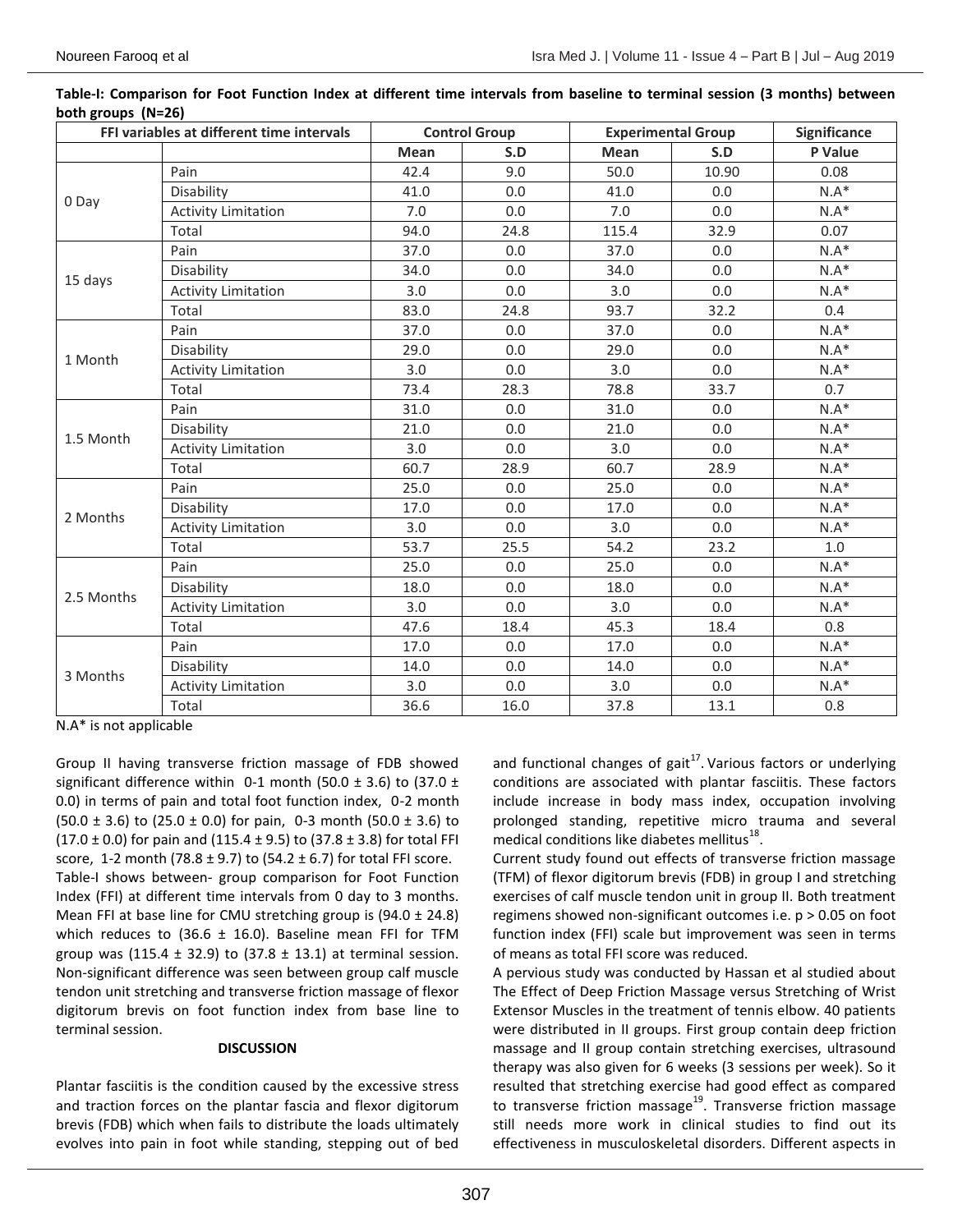**Table-I: Comparison for Foot Function Index at different time intervals from baseline to terminal session (3 months) between both groups (N=26)**

| FFI variables at different time intervals | | Control Group | | Experimental Group | | Significance |
|---|---|---|---|---|---|---|
| | | Mean | S.D | Mean | S.D | P Value |
| 0 Day | Pain | 42.4 | 9.0 | 50.0 | 10.90 | 0.08 |
| | Disability | 41.0 | 0.0 | 41.0 | 0.0 | N.A* |
| | Activity Limitation | 7.0 | 0.0 | 7.0 | 0.0 | N.A* |
| | Total | 94.0 | 24.8 | 115.4 | 32.9 | 0.07 |
| 15 days | Pain | 37.0 | 0.0 | 37.0 | 0.0 | N.A* |
| | Disability | 34.0 | 0.0 | 34.0 | 0.0 | N.A* |
| | Activity Limitation | 3.0 | 0.0 | 3.0 | 0.0 | N.A* |
| | Total | 83.0 | 24.8 | 93.7 | 32.2 | 0.4 |
| 1 Month | Pain | 37.0 | 0.0 | 37.0 | 0.0 | N.A* |
| | Disability | 29.0 | 0.0 | 29.0 | 0.0 | N.A* |
| | Activity Limitation | 3.0 | 0.0 | 3.0 | 0.0 | N.A* |
| | Total | 73.4 | 28.3 | 78.8 | 33.7 | 0.7 |
| 1.5 Month | Pain | 31.0 | 0.0 | 31.0 | 0.0 | N.A* |
| | Disability | 21.0 | 0.0 | 21.0 | 0.0 | N.A* |
| | Activity Limitation | 3.0 | 0.0 | 3.0 | 0.0 | N.A* |
| | Total | 60.7 | 28.9 | 60.7 | 28.9 | N.A* |
| 2 Months | Pain | 25.0 | 0.0 | 25.0 | 0.0 | N.A* |
| | Disability | 17.0 | 0.0 | 17.0 | 0.0 | N.A* |
| | Activity Limitation | 3.0 | 0.0 | 3.0 | 0.0 | N.A* |
| | Total | 53.7 | 25.5 | 54.2 | 23.2 | 1.0 |
| 2.5 Months | Pain | 25.0 | 0.0 | 25.0 | 0.0 | N.A* |
| | Disability | 18.0 | 0.0 | 18.0 | 0.0 | N.A* |
| | Activity Limitation | 3.0 | 0.0 | 3.0 | 0.0 | N.A* |
| | Total | 47.6 | 18.4 | 45.3 | 18.4 | 0.8 |
| 3 Months | Pain | 17.0 | 0.0 | 17.0 | 0.0 | N.A* |
| | Disability | 14.0 | 0.0 | 14.0 | 0.0 | N.A* |
| | Activity Limitation | 3.0 | 0.0 | 3.0 | 0.0 | N.A* |
| | Total | 36.6 | 16.0 | 37.8 | 13.1 | 0.8 |

N.A* is not applicable

Group II having transverse friction massage of FDB showed significant difference within 0-1 month (50.0 ± 3.6) to (37.0 ± 0.0) in terms of pain and total foot function index, 0-2 month (50.0 ± 3.6) to (25.0 ± 0.0) for pain, 0-3 month (50.0 ± 3.6) to (17.0 ± 0.0) for pain and (115.4 ± 9.5) to (37.8 ± 3.8) for total FFI score, 1-2 month (78.8 ± 9.7) to (54.2 ± 6.7) for total FFI score.

Table-I shows between- group comparison for Foot Function Index (FFI) at different time intervals from 0 day to 3 months. Mean FFI at base line for CMU stretching group is (94.0 ± 24.8) which reduces to (36.6 ± 16.0). Baseline mean FFI for TFM group was (115.4 ± 32.9) to (37.8 ± 13.1) at terminal session. Non-significant difference was seen between group calf muscle tendon unit stretching and transverse friction massage of flexor digitorum brevis on foot function index from base line to terminal session.

## DISCUSSION

Plantar fasciitis is the condition caused by the excessive stress and traction forces on the plantar fascia and flexor digitorum brevis (FDB) which when fails to distribute the loads ultimately evolves into pain in foot while standing, stepping out of bed and functional changes of gait[17]. Various factors or underlying conditions are associated with plantar fasciitis. These factors include increase in body mass index, occupation involving prolonged standing, repetitive micro trauma and several medical conditions like diabetes mellitus[18].

Current study found out effects of transverse friction massage (TFM) of flexor digitorum brevis (FDB) in group I and stretching exercises of calf muscle tendon unit in group II. Both treatment regimens showed non-significant outcomes i.e. $p > 0.05$ on foot function index (FFI) scale but improvement was seen in terms of means as total FFI score was reduced.

A pervious study was conducted by Hassan et al studied about The Effect of Deep Friction Massage versus Stretching of Wrist Extensor Muscles in the treatment of tennis elbow. 40 patients were distributed in II groups. First group contain deep friction massage and II group contain stretching exercises, ultrasound therapy was also given for 6 weeks (3 sessions per week). So it resulted that stretching exercise had good effect as compared to transverse friction massage[19]. Transverse friction massage still needs more work in clinical studies to find out its effectiveness in musculoskeletal disorders. Different aspects in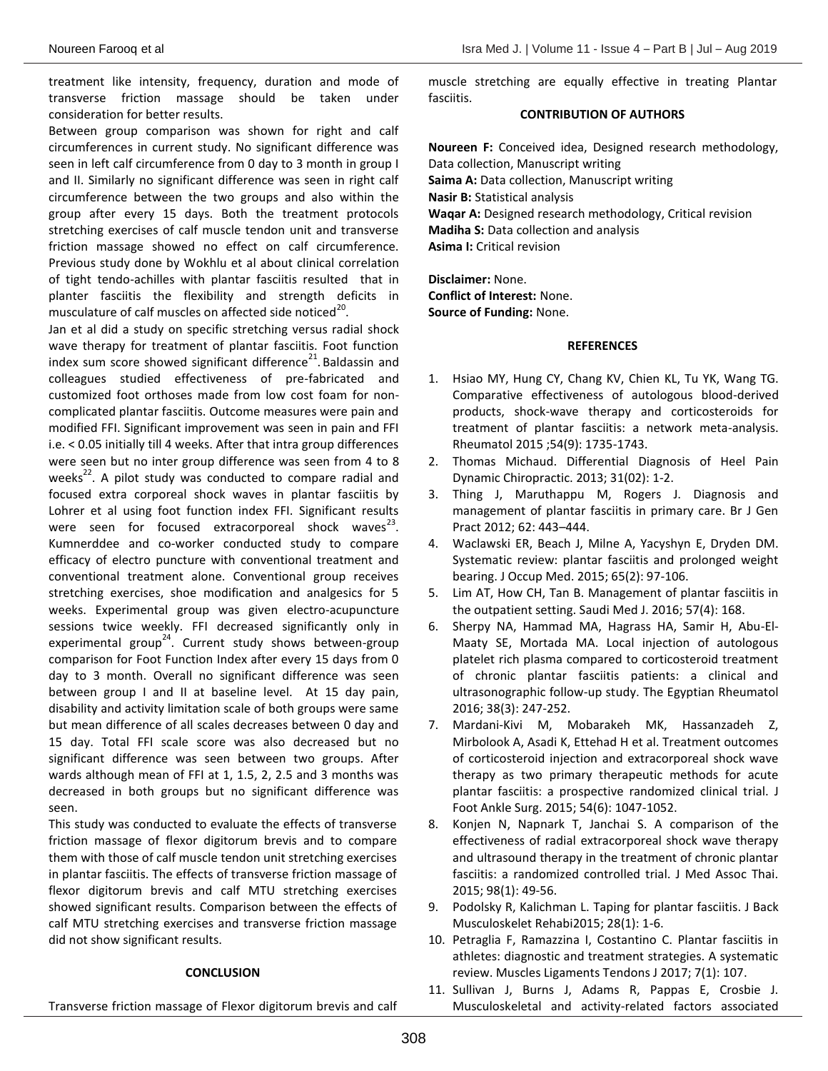treatment like intensity, frequency, duration and mode of transverse friction massage should be taken under consideration for better results.

Between group comparison was shown for right and calf circumferences in current study. No significant difference was seen in left calf circumference from 0 day to 3 month in group I and II. Similarly no significant difference was seen in right calf circumference between the two groups and also within the group after every 15 days. Both the treatment protocols stretching exercises of calf muscle tendon unit and transverse friction massage showed no effect on calf circumference. Previous study done by Wokhlu et al about clinical correlation of tight tendo-achilles with plantar fasciitis resulted that in planter fasciitis the flexibility and strength deficits in musculature of calf muscles on affected side noticed[20].

Jan et al did a study on specific stretching versus radial shock wave therapy for treatment of plantar fasciitis. Foot function index sum score showed significant difference[21]. Baldassin and colleagues studied effectiveness of pre-fabricated and customized foot orthoses made from low cost foam for non-complicated plantar fasciitis. Outcome measures were pain and modified FFI. Significant improvement was seen in pain and FFI i.e. < 0.05 initially till 4 weeks. After that intra group differences were seen but no inter group difference was seen from 4 to 8 weeks[22]. A pilot study was conducted to compare radial and focused extra corporeal shock waves in plantar fasciitis by Lohrer et al using foot function index FFI. Significant results were seen for focused extracorporeal shock waves[23]. Kumnerddee and co-worker conducted study to compare efficacy of electro puncture with conventional treatment and conventional treatment alone. Conventional group receives stretching exercises, shoe modification and analgesics for 5 weeks. Experimental group was given electro-acupuncture sessions twice weekly. FFI decreased significantly only in experimental group[24]. Current study shows between-group comparison for Foot Function Index after every 15 days from 0 day to 3 month. Overall no significant difference was seen between group I and II at baseline level. At 15 day pain, disability and activity limitation scale of both groups were same but mean difference of all scales decreases between 0 day and 15 day. Total FFI scale score was also decreased but no significant difference was seen between two groups. After wards although mean of FFI at 1, 1.5, 2, 2.5 and 3 months was decreased in both groups but no significant difference was seen.

This study was conducted to evaluate the effects of transverse friction massage of flexor digitorum brevis and to compare them with those of calf muscle tendon unit stretching exercises in plantar fasciitis. The effects of transverse friction massage of flexor digitorum brevis and calf MTU stretching exercises showed significant results. Comparison between the effects of calf MTU stretching exercises and transverse friction massage did not show significant results.

## CONCLUSION

Transverse friction massage of Flexor digitorum brevis and calf muscle stretching are equally effective in treating Plantar fasciitis.

## CONTRIBUTION OF AUTHORS

**Noureen F:** Conceived idea, Designed research methodology, Data collection, Manuscript writing
**Saima A:** Data collection, Manuscript writing
**Nasir B:** Statistical analysis
**Waqar A:** Designed research methodology, Critical revision
**Madiha S:** Data collection and analysis
**Asima I:** Critical revision

**Disclaimer:** None.
**Conflict of Interest:** None.
**Source of Funding:** None.

## REFERENCES

1. Hsiao MY, Hung CY, Chang KV, Chien KL, Tu YK, Wang TG. Comparative effectiveness of autologous blood-derived products, shock-wave therapy and corticosteroids for treatment of plantar fasciitis: a network meta-analysis. Rheumatol 2015 ;54(9): 1735-1743.
2. Thomas Michaud. Differential Diagnosis of Heel Pain Dynamic Chiropractic. 2013; 31(02): 1-2.
3. Thing J, Maruthappu M, Rogers J. Diagnosis and management of plantar fasciitis in primary care. Br J Gen Pract 2012; 62: 443–444.
4. Waclawski ER, Beach J, Milne A, Yacyshyn E, Dryden DM. Systematic review: plantar fasciitis and prolonged weight bearing. J Occup Med. 2015; 65(2): 97-106.
5. Lim AT, How CH, Tan B. Management of plantar fasciitis in the outpatient setting. Saudi Med J. 2016; 57(4): 168.
6. Sherpy NA, Hammad MA, Hagrass HA, Samir H, Abu-El-Maaty SE, Mortada MA. Local injection of autologous platelet rich plasma compared to corticosteroid treatment of chronic plantar fasciitis patients: a clinical and ultrasonographic follow-up study. The Egyptian Rheumatol 2016; 38(3): 247-252.
7. Mardani-Kivi M, Mobarakeh MK, Hassanzadeh Z, Mirbolook A, Asadi K, Ettehad H et al. Treatment outcomes of corticosteroid injection and extracorporeal shock wave therapy as two primary therapeutic methods for acute plantar fasciitis: a prospective randomized clinical trial. J Foot Ankle Surg. 2015; 54(6): 1047-1052.
8. Konjen N, Napnark T, Janchai S. A comparison of the effectiveness of radial extracorporeal shock wave therapy and ultrasound therapy in the treatment of chronic plantar fasciitis: a randomized controlled trial. J Med Assoc Thai. 2015; 98(1): 49-56.
9. Podolsky R, Kalichman L. Taping for plantar fasciitis. J Back Musculoskelet Rehabi2015; 28(1): 1-6.
10. Petraglia F, Ramazzina I, Costantino C. Plantar fasciitis in athletes: diagnostic and treatment strategies. A systematic review. Muscles Ligaments Tendons J 2017; 7(1): 107.
11. Sullivan J, Burns J, Adams R, Pappas E, Crosbie J. Musculoskeletal and activity-related factors associated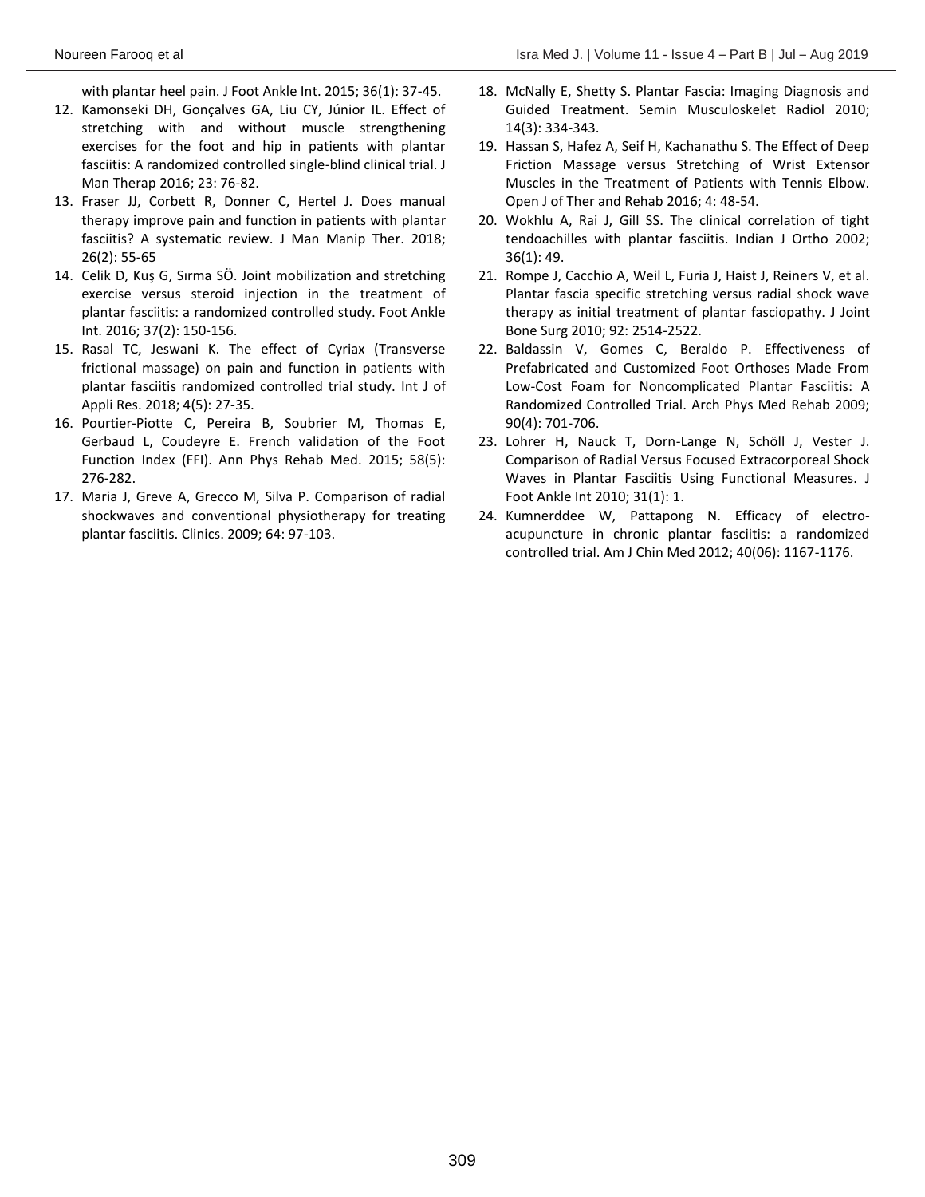with plantar heel pain. J Foot Ankle Int. 2015; 36(1): 37-45.

12. Kamonseki DH, Gonçalves GA, Liu CY, Júnior IL. Effect of stretching with and without muscle strengthening exercises for the foot and hip in patients with plantar fasciitis: A randomized controlled single-blind clinical trial. J Man Therap 2016; 23: 76-82.
13. Fraser JJ, Corbett R, Donner C, Hertel J. Does manual therapy improve pain and function in patients with plantar fasciitis? A systematic review. J Man Manip Ther. 2018; 26(2): 55-65
14. Celik D, Kuş G, Sırma SÖ. Joint mobilization and stretching exercise versus steroid injection in the treatment of plantar fasciitis: a randomized controlled study. Foot Ankle Int. 2016; 37(2): 150-156.
15. Rasal TC, Jeswani K. The effect of Cyriax (Transverse frictional massage) on pain and function in patients with plantar fasciitis randomized controlled trial study. Int J of Appli Res. 2018; 4(5): 27-35.
16. Pourtier-Piotte C, Pereira B, Soubrier M, Thomas E, Gerbaud L, Coudeyre E. French validation of the Foot Function Index (FFI). Ann Phys Rehab Med. 2015; 58(5): 276-282.
17. Maria J, Greve A, Grecco M, Silva P. Comparison of radial shockwaves and conventional physiotherapy for treating plantar fasciitis. Clinics. 2009; 64: 97-103.
18. McNally E, Shetty S. Plantar Fascia: Imaging Diagnosis and Guided Treatment. Semin Musculoskelet Radiol 2010; 14(3): 334-343.
19. Hassan S, Hafez A, Seif H, Kachanathu S. The Effect of Deep Friction Massage versus Stretching of Wrist Extensor Muscles in the Treatment of Patients with Tennis Elbow. Open J of Ther and Rehab 2016; 4: 48-54.
20. Wokhlu A, Rai J, Gill SS. The clinical correlation of tight tendoachilles with plantar fasciitis. Indian J Ortho 2002; 36(1): 49.
21. Rompe J, Cacchio A, Weil L, Furia J, Haist J, Reiners V, et al. Plantar fascia specific stretching versus radial shock wave therapy as initial treatment of plantar fasciopathy. J Joint Bone Surg 2010; 92: 2514-2522.
22. Baldassin V, Gomes C, Beraldo P. Effectiveness of Prefabricated and Customized Foot Orthoses Made From Low-Cost Foam for Noncomplicated Plantar Fasciitis: A Randomized Controlled Trial. Arch Phys Med Rehab 2009; 90(4): 701-706.
23. Lohrer H, Nauck T, Dorn-Lange N, Schöll J, Vester J. Comparison of Radial Versus Focused Extracorporeal Shock Waves in Plantar Fasciitis Using Functional Measures. J Foot Ankle Int 2010; 31(1): 1.
24. Kumnerddee W, Pattapong N. Efficacy of electro-acupuncture in chronic plantar fasciitis: a randomized controlled trial. Am J Chin Med 2012; 40(06): 1167-1176.